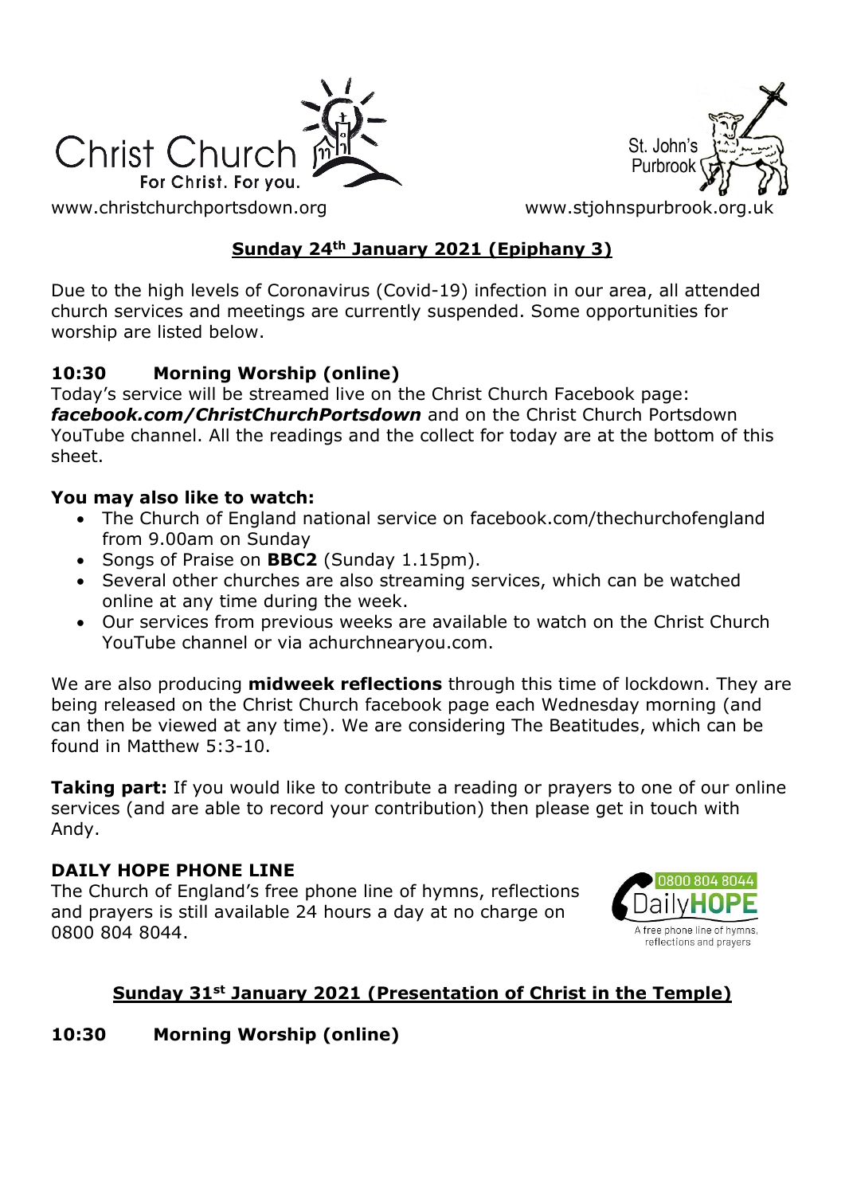Christ Church
For Christ. For you.

www.christchurchportsdown.org

St. John's Purbrook

www.stjohnspurbrook.org.uk

## Sunday 24th January 2021 (Epiphany 3)

Due to the high levels of Coronavirus (Covid-19) infection in our area, all attended church services and meetings are currently suspended. Some opportunities for worship are listed below.

### 10:30 Morning Worship (online)

Today's service will be streamed live on the Christ Church Facebook page: ***facebook.com/ChristChurchPortsdown*** and on the Christ Church Portsdown YouTube channel. All the readings and the collect for today are at the bottom of this sheet.

**You may also like to watch:**

- The Church of England national service on facebook.com/thechurchofengland from 9.00am on Sunday
- Songs of Praise on **BBC2** (Sunday 1.15pm).
- Several other churches are also streaming services, which can be watched online at any time during the week.
- Our services from previous weeks are available to watch on the Christ Church YouTube channel or via achurchnearyou.com.

We are also producing **midweek reflections** through this time of lockdown. They are being released on the Christ Church facebook page each Wednesday morning (and can then be viewed at any time). We are considering The Beatitudes, which can be found in Matthew 5:3-10.

**Taking part:** If you would like to contribute a reading or prayers to one of our online services (and are able to record your contribution) then please get in touch with Andy.

### DAILY HOPE PHONE LINE

The Church of England's free phone line of hymns, reflections and prayers is still available 24 hours a day at no charge on 0800 804 8044.

0800 804 8044 DailyHOPE A free phone line of hymns, reflections and prayers

## Sunday 31st January 2021 (Presentation of Christ in the Temple)

### 10:30 Morning Worship (online)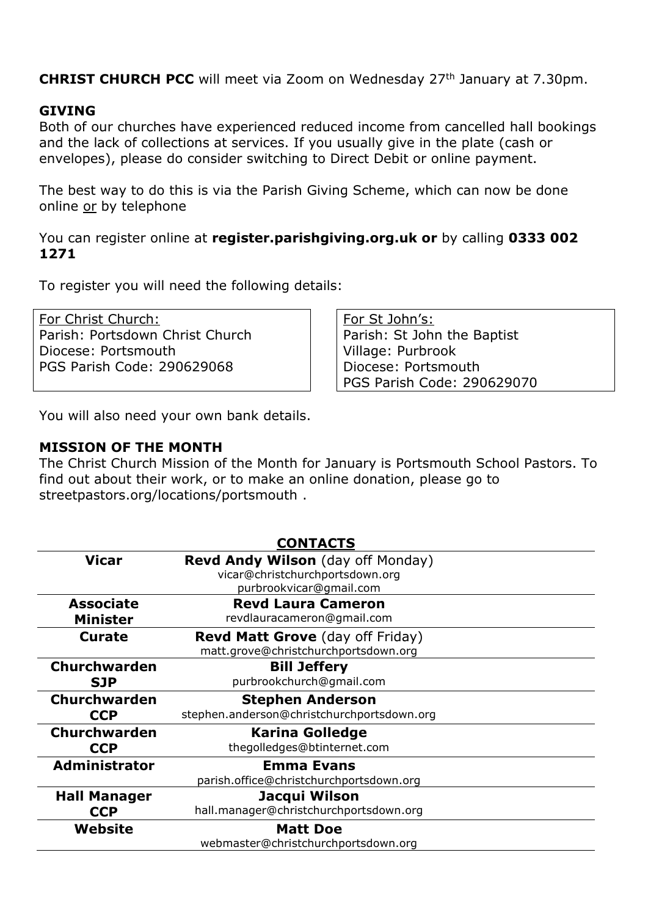**CHRIST CHURCH PCC** will meet via Zoom on Wednesday 27th January at 7.30pm.

**GIVING**

Both of our churches have experienced reduced income from cancelled hall bookings and the lack of collections at services. If you usually give in the plate (cash or envelopes), please do consider switching to Direct Debit or online payment.

The best way to do this is via the Parish Giving Scheme, which can now be done online or by telephone

You can register online at **register.parishgiving.org.uk or** by calling **0333 002 1271**

To register you will need the following details:

| For Christ Church: | For St John's: |
|---|---|
| Parish: Portsdown Christ Church | Parish: St John the Baptist |
| Diocese: Portsmouth | Village: Purbrook |
| PGS Parish Code: 290629068 | Diocese: Portsmouth |
| | PGS Parish Code: 290629070 |

You will also need your own bank details.

**MISSION OF THE MONTH**

The Christ Church Mission of the Month for January is Portsmouth School Pastors. To find out about their work, or to make an online donation, please go to streetpastors.org/locations/portsmouth .

**CONTACTS**

| Role | Contact |
|---|---|
| **Vicar** | **Revd Andy Wilson** (day off Monday)<br>vicar@christchurchportsdown.org<br>purbrookvicar@gmail.com |
| **Associate Minister** | **Revd Laura Cameron**<br>revdlauracameron@gmail.com |
| **Curate** | **Revd Matt Grove** (day off Friday)<br>matt.grove@christchurchportsdown.org |
| **Churchwarden SJP** | **Bill Jeffery**<br>purbrookchurch@gmail.com |
| **Churchwarden CCP** | **Stephen Anderson**<br>stephen.anderson@christchurchportsdown.org |
| **Churchwarden CCP** | **Karina Golledge**<br>thegolledges@btinternet.com |
| **Administrator** | **Emma Evans**<br>parish.office@christchurchportsdown.org |
| **Hall Manager CCP** | **Jacqui Wilson**<br>hall.manager@christchurchportsdown.org |
| **Website** | **Matt Doe**<br>webmaster@christchurchportsdown.org |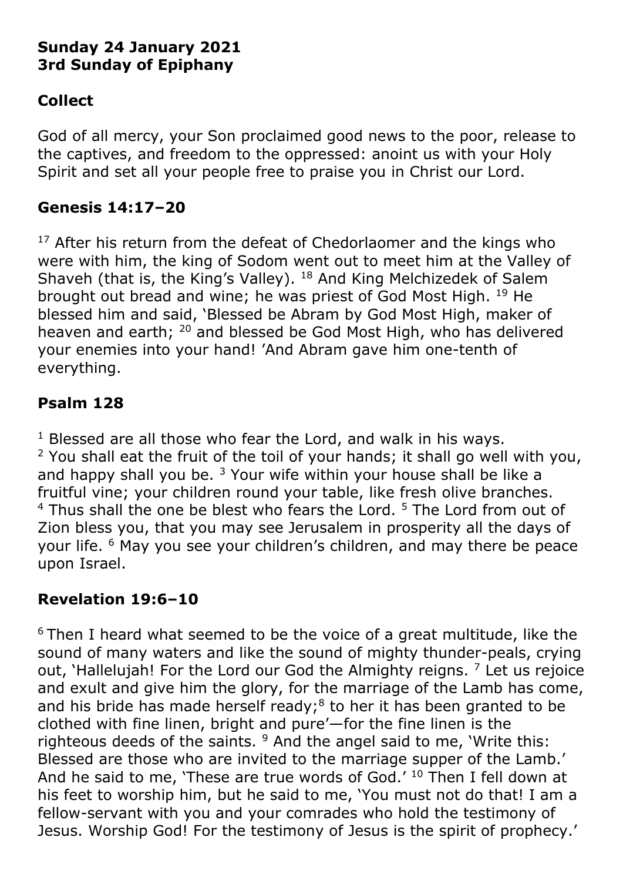**Sunday 24 January 2021**
**3rd Sunday of Epiphany**

## Collect

God of all mercy, your Son proclaimed good news to the poor, release to the captives, and freedom to the oppressed: anoint us with your Holy Spirit and set all your people free to praise you in Christ our Lord.

## Genesis 14:17–20

[17] After his return from the defeat of Chedorlaomer and the kings who were with him, the king of Sodom went out to meet him at the Valley of Shaveh (that is, the King's Valley). [18] And King Melchizedek of Salem brought out bread and wine; he was priest of God Most High. [19] He blessed him and said, 'Blessed be Abram by God Most High, maker of heaven and earth; [20] and blessed be God Most High, who has delivered your enemies into your hand! 'And Abram gave him one-tenth of everything.

## Psalm 128

[1] Blessed are all those who fear the Lord, and walk in his ways.
[2] You shall eat the fruit of the toil of your hands; it shall go well with you, and happy shall you be. [3] Your wife within your house shall be like a fruitful vine; your children round your table, like fresh olive branches.
[4] Thus shall the one be blest who fears the Lord. [5] The Lord from out of Zion bless you, that you may see Jerusalem in prosperity all the days of your life. [6] May you see your children's children, and may there be peace upon Israel.

## Revelation 19:6–10

[6] Then I heard what seemed to be the voice of a great multitude, like the sound of many waters and like the sound of mighty thunder-peals, crying out, 'Hallelujah! For the Lord our God the Almighty reigns. [7] Let us rejoice and exult and give him the glory, for the marriage of the Lamb has come, and his bride has made herself ready;[8] to her it has been granted to be clothed with fine linen, bright and pure'—for the fine linen is the righteous deeds of the saints. [9] And the angel said to me, 'Write this: Blessed are those who are invited to the marriage supper of the Lamb.' And he said to me, 'These are true words of God.' [10] Then I fell down at his feet to worship him, but he said to me, 'You must not do that! I am a fellow-servant with you and your comrades who hold the testimony of Jesus. Worship God! For the testimony of Jesus is the spirit of prophecy.'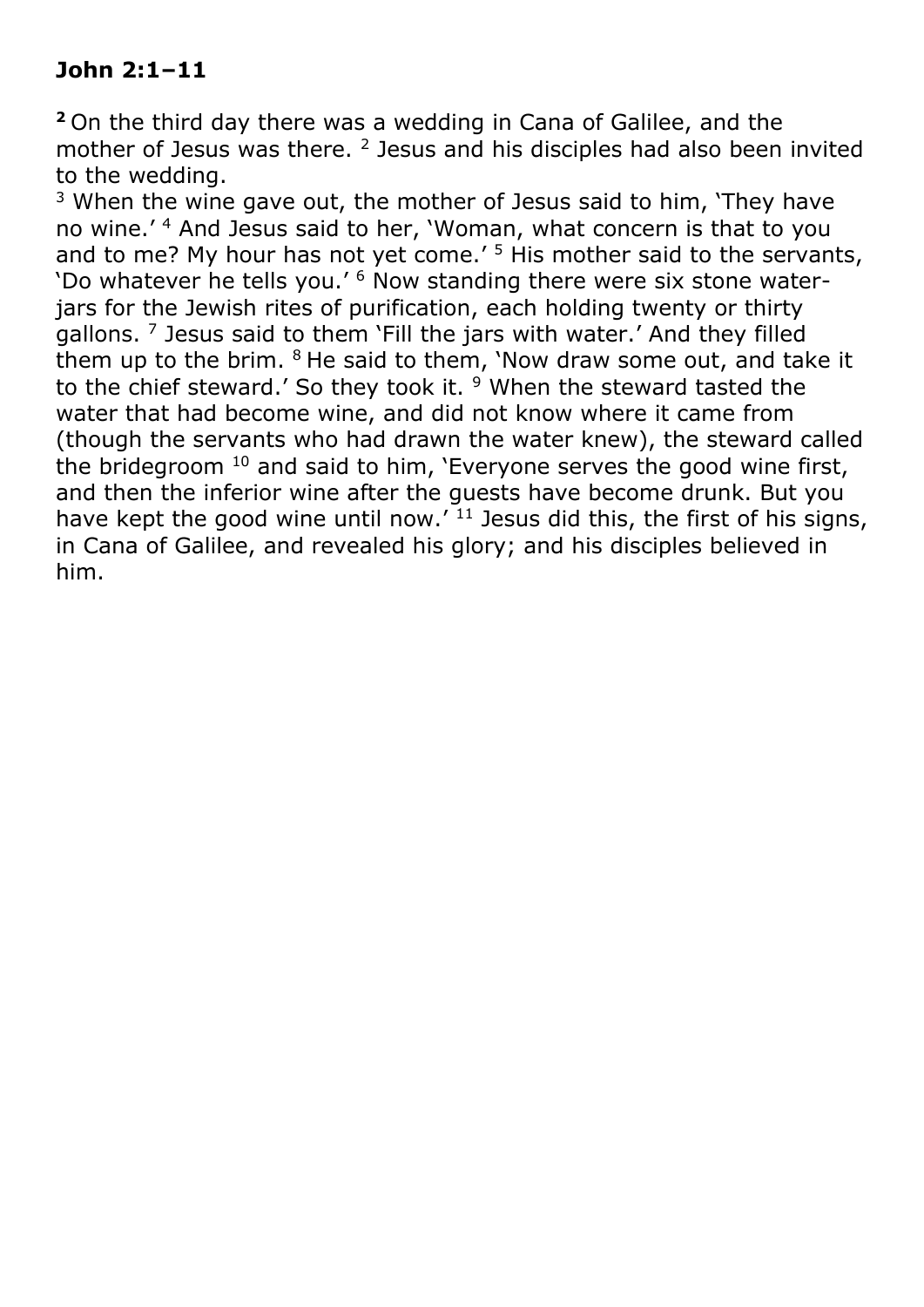**John 2:1–11**

**2** On the third day there was a wedding in Cana of Galilee, and the mother of Jesus was there. [2] Jesus and his disciples had also been invited to the wedding.

[3] When the wine gave out, the mother of Jesus said to him, 'They have no wine.' [4] And Jesus said to her, 'Woman, what concern is that to you and to me? My hour has not yet come.' [5] His mother said to the servants, 'Do whatever he tells you.' [6] Now standing there were six stone water-jars for the Jewish rites of purification, each holding twenty or thirty gallons. [7] Jesus said to them 'Fill the jars with water.' And they filled them up to the brim. [8] He said to them, 'Now draw some out, and take it to the chief steward.' So they took it. [9] When the steward tasted the water that had become wine, and did not know where it came from (though the servants who had drawn the water knew), the steward called the bridegroom [10] and said to him, 'Everyone serves the good wine first, and then the inferior wine after the guests have become drunk. But you have kept the good wine until now.' [11] Jesus did this, the first of his signs, in Cana of Galilee, and revealed his glory; and his disciples believed in him.